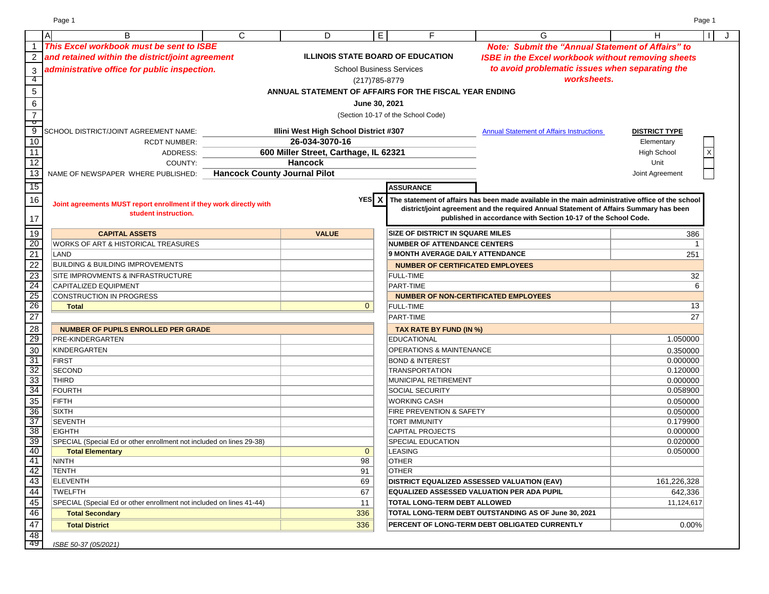*This Excel workbook must be sent to ISBE and retained within the district/joint agreement administrative office for public inspection.*

**ILLINOIS STATE BOARD OF EDUCATION**

School Business Services

(217)785-8779

**ANNUAL STATEMENT OF AFFAIRS FOR THE FISCAL YEAR ENDING**

**June 30, 2021**

(Section 10-17 of the School Code)

*Note: Submit the "Annual Statement of Affairs" to ISBE in the Excel workbook without removing sheets to avoid problematic issues when separating the worksheets.*

| | | | |
|---|---|---|---|
| SCHOOL DISTRICT/JOINT AGREEMENT NAME: | **Illini West High School District #307** | Annual Statement of Affairs Instructions | **DISTRICT TYPE** |
| RCDT NUMBER: | **26-034-3070-16** | | Elementary |
| ADDRESS: | **600 Miller Street, Carthage, IL 62321** | | High School X |
| COUNTY: | **Hancock** | | Unit |
| NAME OF NEWSPAPER WHERE PUBLISHED: | **Hancock County Journal Pilot** | | Joint Agreement |

**Joint agreements MUST report enrollment if they work directly with student instruction.**

**ASSURANCE**

YES X **The statement of affairs has been made available in the main administrative office of the school district/joint agreement and the required Annual Statement of Affairs Summary has been published in accordance with Section 10-17 of the School Code.**

| CAPITAL ASSETS | VALUE |
|---|---|
| WORKS OF ART & HISTORICAL TREASURES | |
| LAND | |
| BUILDING & BUILDING IMPROVEMENTS | |
| SITE IMPROVMENTS & INFRASTRUCTURE | |
| CAPITALIZED EQUIPMENT | |
| CONSTRUCTION IN PROGRESS | |
| **Total** | 0 |

| NUMBER OF PUPILS ENROLLED PER GRADE | |
|---|---|
| PRE-KINDERGARTEN | |
| KINDERGARTEN | |
| FIRST | |
| SECOND | |
| THIRD | |
| FOURTH | |
| FIFTH | |
| SIXTH | |
| SEVENTH | |
| EIGHTH | |
| SPECIAL (Special Ed or other enrollment not included on lines 29-38) | |
| **Total Elementary** | 0 |
| NINTH | 98 |
| TENTH | 91 |
| ELEVENTH | 69 |
| TWELFTH | 67 |
| SPECIAL (Special Ed or other enrollment not included on lines 41-44) | 11 |
| **Total Secondary** | 336 |
| **Total District** | 336 |

| | |
|---|---|
| **SIZE OF DISTRICT IN SQUARE MILES** | 386 |
| **NUMBER OF ATTENDANCE CENTERS** | 1 |
| **9 MONTH AVERAGE DAILY ATTENDANCE** | 251 |
| **NUMBER OF CERTIFICATED EMPLOYEES** | |
| FULL-TIME | 32 |
| PART-TIME | 6 |
| **NUMBER OF NON-CERTIFICATED EMPLOYEES** | |
| FULL-TIME | 13 |
| PART-TIME | 27 |
| **TAX RATE BY FUND (IN %)** | |
| EDUCATIONAL | 1.050000 |
| OPERATIONS & MAINTENANCE | 0.350000 |
| BOND & INTEREST | 0.000000 |
| TRANSPORTATION | 0.120000 |
| MUNICIPAL RETIREMENT | 0.000000 |
| SOCIAL SECURITY | 0.058900 |
| WORKING CASH | 0.050000 |
| FIRE PREVENTION & SAFETY | 0.050000 |
| TORT IMMUNITY | 0.179900 |
| CAPITAL PROJECTS | 0.000000 |
| SPECIAL EDUCATION | 0.020000 |
| LEASING | 0.050000 |
| OTHER | |
| OTHER | |
| **DISTRICT EQUALIZED ASSESSED VALUATION (EAV)** | 161,226,328 |
| **EQUALIZED ASSESSED VALUATION PER ADA PUPIL** | 642,336 |
| **TOTAL LONG-TERM DEBT ALLOWED** | 11,124,617 |
| **TOTAL LONG-TERM DEBT OUTSTANDING AS OF June 30, 2021** | |
| **PERCENT OF LONG-TERM DEBT OBLIGATED CURRENTLY** | 0.00% |

*ISBE 50-37 (05/2021)*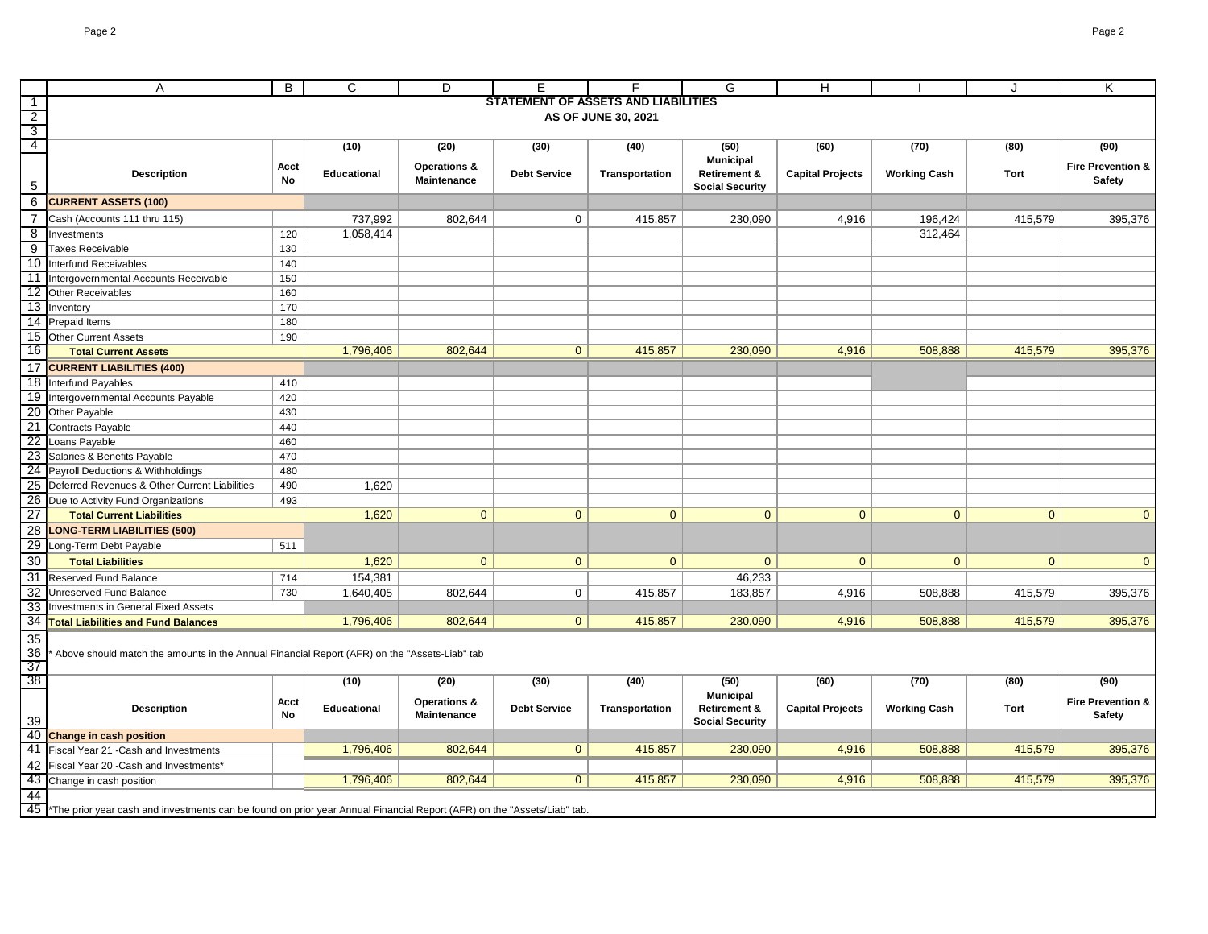# STATEMENT OF ASSETS AND LIABILITIES

## AS OF JUNE 30, 2021

| Description | Acct No | (10) Educational | (20) Operations & Maintenance | (30) Debt Service | (40) Transportation | (50) Municipal Retirement & Social Security | (60) Capital Projects | (70) Working Cash | (80) Tort | (90) Fire Prevention & Safety |
|---|---|---|---|---|---|---|---|---|---|---|
| **CURRENT ASSETS (100)** | | | | | | | | | | |
| Cash (Accounts 111 thru 115) | | 737,992 | 802,644 | 0 | 415,857 | 230,090 | 4,916 | 196,424 | 415,579 | 395,376 |
| Investments | 120 | 1,058,414 | | | | | | 312,464 | | |
| Taxes Receivable | 130 | | | | | | | | | |
| Interfund Receivables | 140 | | | | | | | | | |
| Intergovernmental Accounts Receivable | 150 | | | | | | | | | |
| Other Receivables | 160 | | | | | | | | | |
| Inventory | 170 | | | | | | | | | |
| Prepaid Items | 180 | | | | | | | | | |
| Other Current Assets | 190 | | | | | | | | | |
| **Total Current Assets** | | 1,796,406 | 802,644 | 0 | 415,857 | 230,090 | 4,916 | 508,888 | 415,579 | 395,376 |
| **CURRENT LIABILITIES (400)** | | | | | | | | | | |
| Interfund Payables | 410 | | | | | | | | | |
| Intergovernmental Accounts Payable | 420 | | | | | | | | | |
| Other Payable | 430 | | | | | | | | | |
| Contracts Payable | 440 | | | | | | | | | |
| Loans Payable | 460 | | | | | | | | | |
| Salaries & Benefits Payable | 470 | | | | | | | | | |
| Payroll Deductions & Withholdings | 480 | | | | | | | | | |
| Deferred Revenues & Other Current Liabilities | 490 | 1,620 | | | | | | | | |
| Due to Activity Fund Organizations | 493 | | | | | | | | | |
| **Total Current Liabilities** | | 1,620 | 0 | 0 | 0 | 0 | 0 | 0 | 0 | 0 |
| **LONG-TERM LIABILITIES (500)** | | | | | | | | | | |
| Long-Term Debt Payable | 511 | | | | | | | | | |
| **Total Liabilities** | | 1,620 | 0 | 0 | 0 | 0 | 0 | 0 | 0 | 0 |
| Reserved Fund Balance | 714 | 154,381 | | | | 46,233 | | | | |
| Unreserved Fund Balance | 730 | 1,640,405 | 802,644 | 0 | 415,857 | 183,857 | 4,916 | 508,888 | 415,579 | 395,376 |
| Investments in General Fixed Assets | | | | | | | | | | |
| **Total Liabilities and Fund Balances** | | 1,796,406 | 802,644 | 0 | 415,857 | 230,090 | 4,916 | 508,888 | 415,579 | 395,376 |

* Above should match the amounts in the Annual Financial Report (AFR) on the "Assets-Liab" tab

| Description | Acct No | (10) Educational | (20) Operations & Maintenance | (30) Debt Service | (40) Transportation | (50) Municipal Retirement & Social Security | (60) Capital Projects | (70) Working Cash | (80) Tort | (90) Fire Prevention & Safety |
|---|---|---|---|---|---|---|---|---|---|---|
| **Change in cash position** | | | | | | | | | | |
| Fiscal Year 21 -Cash and Investments | | 1,796,406 | 802,644 | 0 | 415,857 | 230,090 | 4,916 | 508,888 | 415,579 | 395,376 |
| Fiscal Year 20 -Cash and Investments* | | | | | | | | | | |
| Change in cash position | | 1,796,406 | 802,644 | 0 | 415,857 | 230,090 | 4,916 | 508,888 | 415,579 | 395,376 |

*The prior year cash and investments can be found on prior year Annual Financial Report (AFR) on the "Assets/Liab" tab.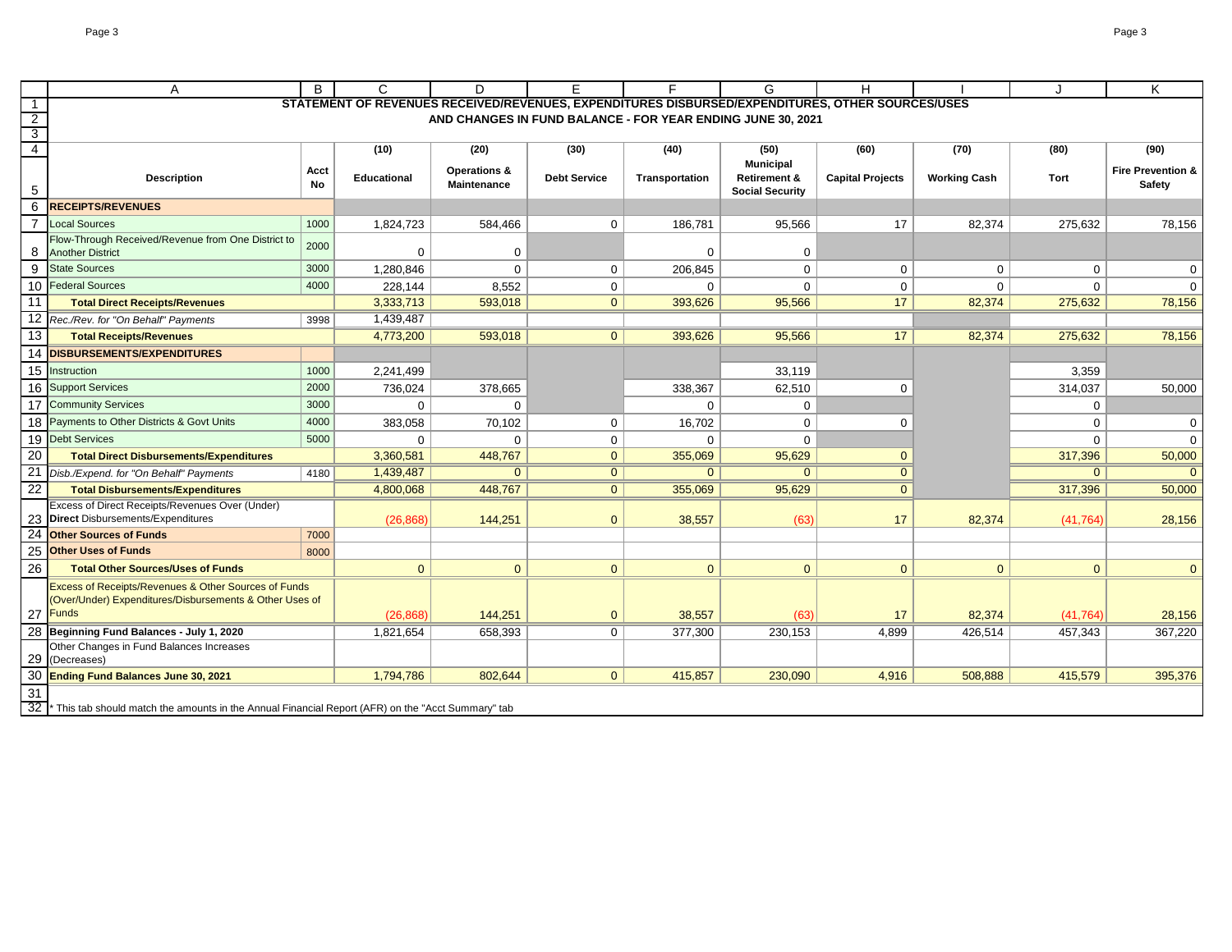# STATEMENT OF REVENUES RECEIVED/REVENUES, EXPENDITURES DISBURSED/EXPENDITURES, OTHER SOURCES/USES AND CHANGES IN FUND BALANCE - FOR YEAR ENDING JUNE 30, 2021

| | A | B | C | D | E | F | G | H | I | J | K |
|---|---|---|---|---|---|---|---|---|---|---|---|
| 4 | | | (10) | (20) | (30) | (40) | (50) | (60) | (70) | (80) | (90) |
| 5 | **Description** | **Acct No** | **Educational** | **Operations & Maintenance** | **Debt Service** | **Transportation** | **Municipal Retirement & Social Security** | **Capital Projects** | **Working Cash** | **Tort** | **Fire Prevention & Safety** |
| 6 | **RECEIPTS/REVENUES** | | | | | | | | | | |
| 7 | Local Sources | 1000 | 1,824,723 | 584,466 | 0 | 186,781 | 95,566 | 17 | 82,374 | 275,632 | 78,156 |
| 8 | Flow-Through Received/Revenue from One District to Another District | 2000 | 0 | 0 | | 0 | 0 | | | | |
| 9 | State Sources | 3000 | 1,280,846 | 0 | 0 | 206,845 | 0 | 0 | 0 | 0 | 0 |
| 10 | Federal Sources | 4000 | 228,144 | 8,552 | 0 | 0 | 0 | 0 | 0 | 0 | 0 |
| 11 | **Total Direct Receipts/Revenues** | | 3,333,713 | 593,018 | 0 | 393,626 | 95,566 | 17 | 82,374 | 275,632 | 78,156 |
| 12 | *Rec./Rev. for "On Behalf" Payments* | 3998 | 1,439,487 | | | | | | | | |
| 13 | **Total Receipts/Revenues** | | 4,773,200 | 593,018 | 0 | 393,626 | 95,566 | 17 | 82,374 | 275,632 | 78,156 |
| 14 | **DISBURSEMENTS/EXPENDITURES** | | | | | | | | | | |
| 15 | Instruction | 1000 | 2,241,499 | | | | 33,119 | | | 3,359 | |
| 16 | Support Services | 2000 | 736,024 | 378,665 | | 338,367 | 62,510 | 0 | | 314,037 | 50,000 |
| 17 | Community Services | 3000 | 0 | 0 | | 0 | 0 | | | 0 | |
| 18 | Payments to Other Districts & Govt Units | 4000 | 383,058 | 70,102 | 0 | 16,702 | 0 | 0 | | 0 | 0 |
| 19 | Debt Services | 5000 | 0 | 0 | 0 | 0 | 0 | | | 0 | 0 |
| 20 | **Total Direct Disbursements/Expenditures** | | 3,360,581 | 448,767 | 0 | 355,069 | 95,629 | 0 | | 317,396 | 50,000 |
| 21 | *Disb./Expend. for "On Behalf" Payments* | 4180 | 1,439,487 | 0 | 0 | 0 | 0 | 0 | | 0 | 0 |
| 22 | **Total Disbursements/Expenditures** | | 4,800,068 | 448,767 | 0 | 355,069 | 95,629 | 0 | | 317,396 | 50,000 |
| 23 | Excess of Direct Receipts/Revenues Over (Under) **Direct** Disbursements/Expenditures | | (26,868) | 144,251 | 0 | 38,557 | (63) | 17 | 82,374 | (41,764) | 28,156 |
| 24 | **Other Sources of Funds** | 7000 | | | | | | | | | |
| 25 | **Other Uses of Funds** | 8000 | | | | | | | | | |
| 26 | **Total Other Sources/Uses of Funds** | | 0 | 0 | 0 | 0 | 0 | 0 | 0 | 0 | 0 |
| 27 | Excess of Receipts/Revenues & Other Sources of Funds (Over/Under) Expenditures/Disbursements & Other Uses of Funds | | (26,868) | 144,251 | 0 | 38,557 | (63) | 17 | 82,374 | (41,764) | 28,156 |
| 28 | **Beginning Fund Balances - July 1, 2020** | | 1,821,654 | 658,393 | 0 | 377,300 | 230,153 | 4,899 | 426,514 | 457,343 | 367,220 |
| 29 | Other Changes in Fund Balances Increases (Decreases) | | | | | | | | | | |
| 30 | **Ending Fund Balances June 30, 2021** | | 1,794,786 | 802,644 | 0 | 415,857 | 230,090 | 4,916 | 508,888 | 415,579 | 395,376 |

\* This tab should match the amounts in the Annual Financial Report (AFR) on the "Acct Summary" tab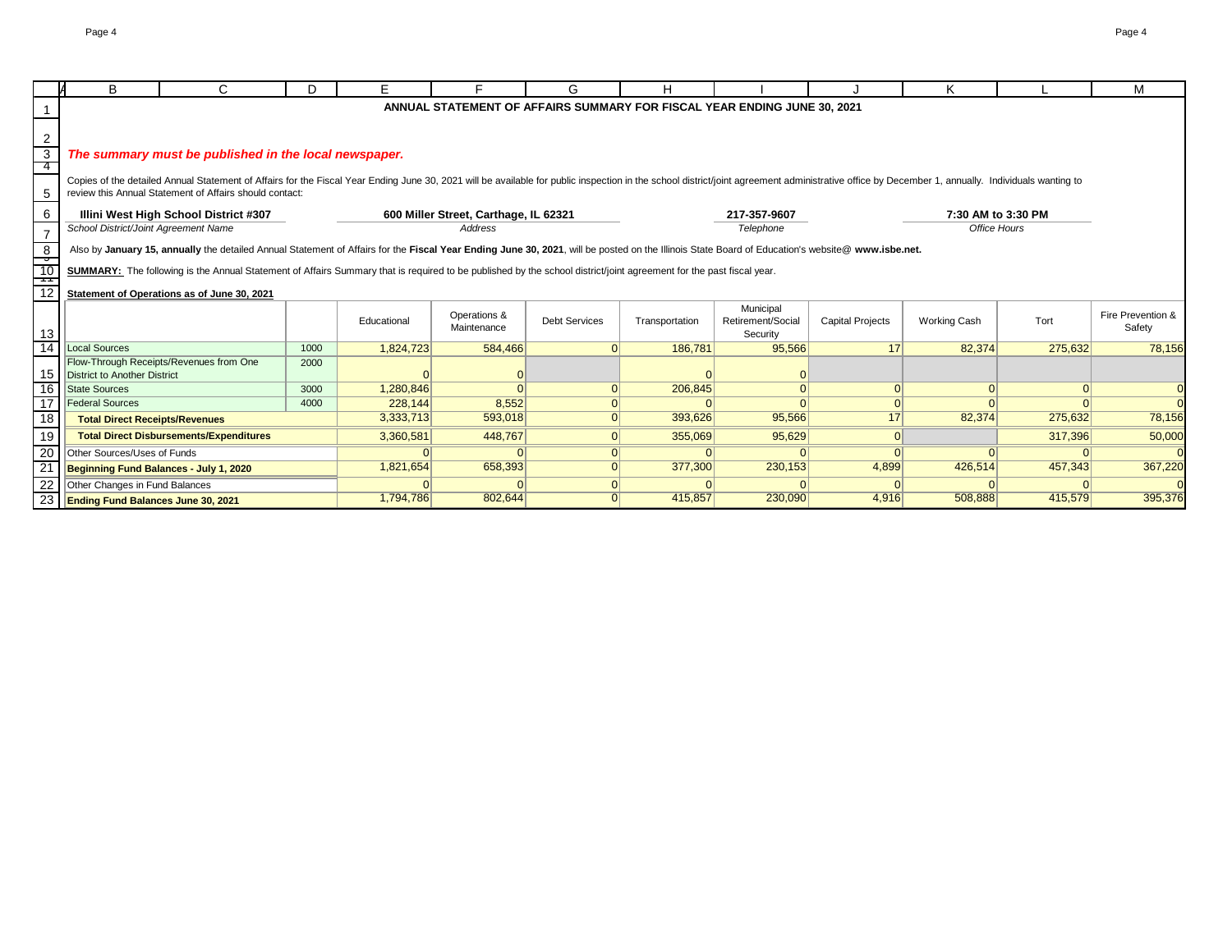# ANNUAL STATEMENT OF AFFAIRS SUMMARY FOR FISCAL YEAR ENDING JUNE 30, 2021

*The summary must be published in the local newspaper.*

Copies of the detailed Annual Statement of Affairs for the Fiscal Year Ending June 30, 2021 will be available for public inspection in the school district/joint agreement administrative office by December 1, annually. Individuals wanting to review this Annual Statement of Affairs should contact:

| Illini West High School District #307 | 600 Miller Street, Carthage, IL 62321 | 217-357-9607 | 7:30 AM to 3:30 PM |
|---|---|---|---|
| *School District/Joint Agreement Name* | *Address* | *Telephone* | *Office Hours* |

Also by **January 15, annually** the detailed Annual Statement of Affairs for the **Fiscal Year Ending June 30, 2021**, will be posted on the Illinois State Board of Education's website@ **www.isbe.net.**

**SUMMARY:** The following is the Annual Statement of Affairs Summary that is required to be published by the school district/joint agreement for the past fiscal year.

**Statement of Operations as of June 30, 2021**

| | | Educational | Operations & Maintenance | Debt Services | Transportation | Municipal Retirement/Social Security | Capital Projects | Working Cash | Tort | Fire Prevention & Safety |
|---|---|---|---|---|---|---|---|---|---|---|
| Local Sources | 1000 | 1,824,723 | 584,466 | 0 | 186,781 | 95,566 | 17 | 82,374 | 275,632 | 78,156 |
| Flow-Through Receipts/Revenues from One District to Another District | 2000 | 0 | 0 | | 0 | 0 | | | | |
| State Sources | 3000 | 1,280,846 | 0 | 0 | 206,845 | 0 | 0 | 0 | 0 | 0 |
| Federal Sources | 4000 | 228,144 | 8,552 | 0 | 0 | 0 | 0 | 0 | 0 | 0 |
| **Total Direct Receipts/Revenues** | | 3,333,713 | 593,018 | 0 | 393,626 | 95,566 | 17 | 82,374 | 275,632 | 78,156 |
| **Total Direct Disbursements/Expenditures** | | 3,360,581 | 448,767 | 0 | 355,069 | 95,629 | 0 | | 317,396 | 50,000 |
| Other Sources/Uses of Funds | | 0 | 0 | 0 | 0 | 0 | 0 | 0 | 0 | 0 |
| **Beginning Fund Balances - July 1, 2020** | | 1,821,654 | 658,393 | 0 | 377,300 | 230,153 | 4,899 | 426,514 | 457,343 | 367,220 |
| Other Changes in Fund Balances | | 0 | 0 | 0 | 0 | 0 | 0 | 0 | 0 | 0 |
| **Ending Fund Balances June 30, 2021** | | 1,794,786 | 802,644 | 0 | 415,857 | 230,090 | 4,916 | 508,888 | 415,579 | 395,376 |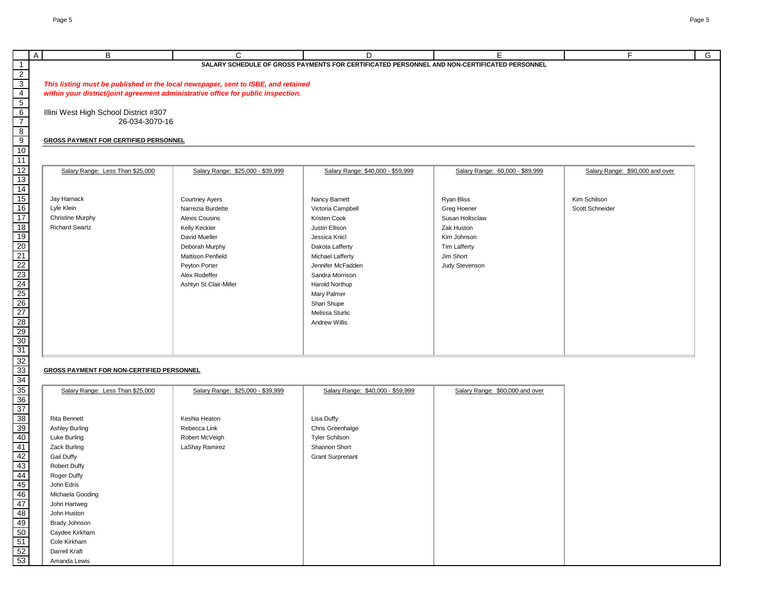**SALARY SCHEDULE OF GROSS PAYMENTS FOR CERTIFICATED PERSONNEL AND NON-CERTIFICATED PERSONNEL**

***This listing must be published in the local newspaper, sent to ISBE, and retained within your district/joint agreement administrative office for public inspection.***

Illini West High School District #307
26-034-3070-16

**GROSS PAYMENT FOR CERTIFIED PERSONNEL**

| Salary Range: Less Than $25,000 | Salary Range: $25,000 - $39,999 | Salary Range: $40,000 - $59,999 | Salary Range: 60,000 - $89,999 | Salary Range: $90,000 and over |
|---|---|---|---|---|
| Jay Harnack | Courtney Ayers | Nancy Barnett | Ryan Bliss | Kim Schilson |
| Lyle Klein | Narrezia Burdette | Victoria Campbell | Greg Hoener | Scott Schneider |
| Christine Murphy | Alexis Cousins | Kristen Cook | Susan Holtsclaw | |
| Richard Swartz | Kelly Keckler | Justin Ellison | Zak Huston | |
| | David Mueller | Jessica Knicl | Kim Johnson | |
| | Deborah Murphy | Dakota Lafferty | Tim Lafferty | |
| | Mattison Penfield | Michael Lafferty | Jim Short | |
| | Peyton Porter | Jennifer McFadden | Judy Stevenson | |
| | Alex Rodeffer | Sandra Morrison | | |
| | Ashtyn St.Clair-Miller | Harold Northup | | |
| | | Mary Palmer | | |
| | | Shari Shupe | | |
| | | Melissa Sturlic | | |
| | | Andrew Willis | | |

**GROSS PAYMENT FOR NON-CERTIFIED PERSONNEL**

| Salary Range: Less Than $25,000 | Salary Range: $25,000 - $39,999 | Salary Range: $40,000 - $59,999 | Salary Range: $60,000 and over |
|---|---|---|---|
| Rita Bennett | Keshia Heaton | Lisa Duffy | |
| Ashley Burling | Rebecca Link | Chris Greenhalge | |
| Luke Burling | Robert McVeigh | Tyler Schilson | |
| Zack Burling | LaShay Ramirez | Shannon Short | |
| Gail Duffy | | Grant Surprenant | |
| Robert Duffy | | | |
| Roger Duffy | | | |
| John Edris | | | |
| Michaela Gooding | | | |
| John Hartweg | | | |
| John Huston | | | |
| Brady Johnson | | | |
| Caydee Kirkham | | | |
| Cole Kirkham | | | |
| Darrell Kraft | | | |
| Amanda Lewis | | | |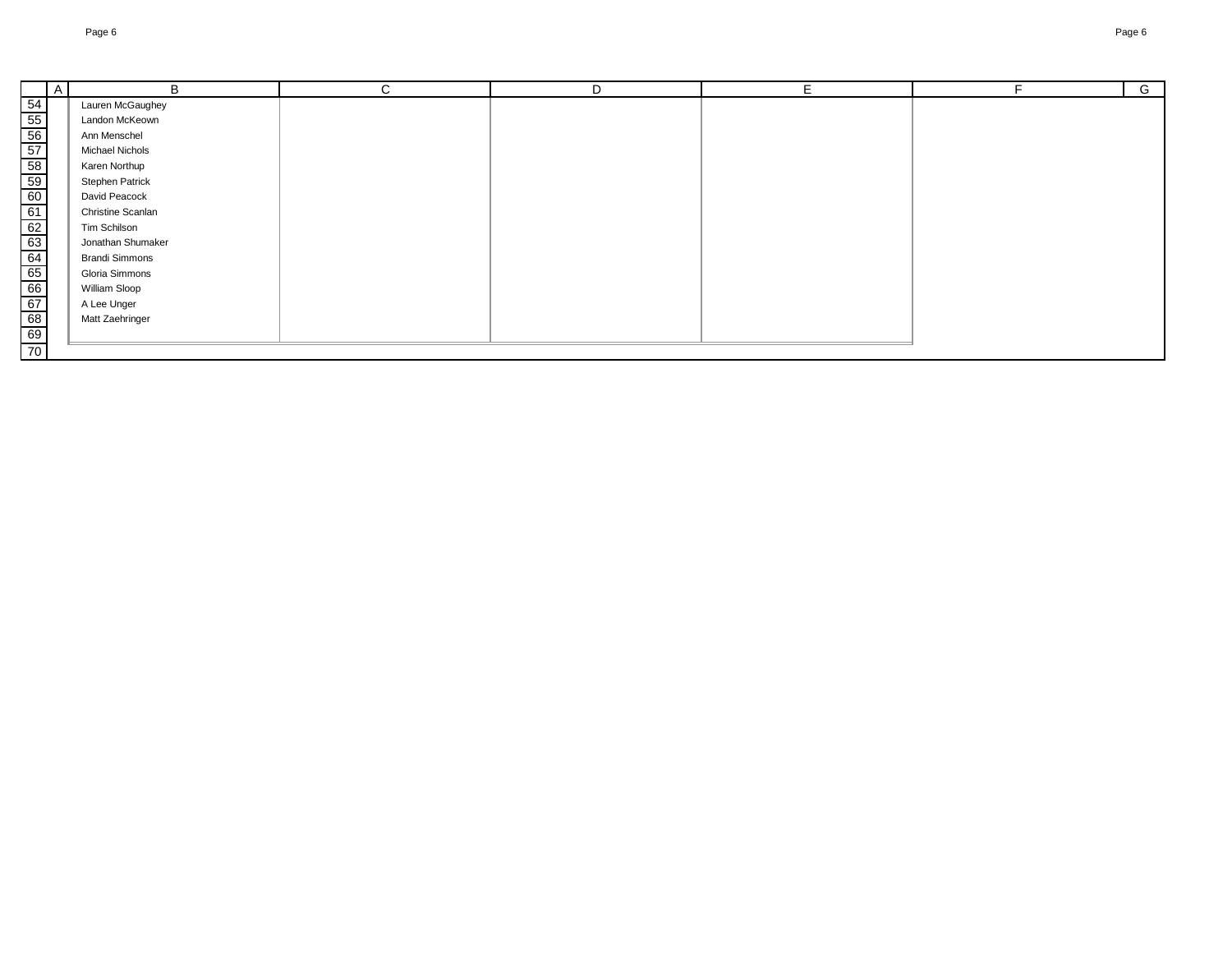| | A | B | C | D | E | F | G |
|---|---|---|---|---|---|---|---|
| 54 | | Lauren McGaughey | | | | | |
| 55 | | Landon McKeown | | | | | |
| 56 | | Ann Menschel | | | | | |
| 57 | | Michael Nichols | | | | | |
| 58 | | Karen Northup | | | | | |
| 59 | | Stephen Patrick | | | | | |
| 60 | | David Peacock | | | | | |
| 61 | | Christine Scanlan | | | | | |
| 62 | | Tim Schilson | | | | | |
| 63 | | Jonathan Shumaker | | | | | |
| 64 | | Brandi Simmons | | | | | |
| 65 | | Gloria Simmons | | | | | |
| 66 | | William Sloop | | | | | |
| 67 | | A Lee Unger | | | | | |
| 68 | | Matt Zaehringer | | | | | |
| 69 | | | | | | | |
| 70 | | | | | | | |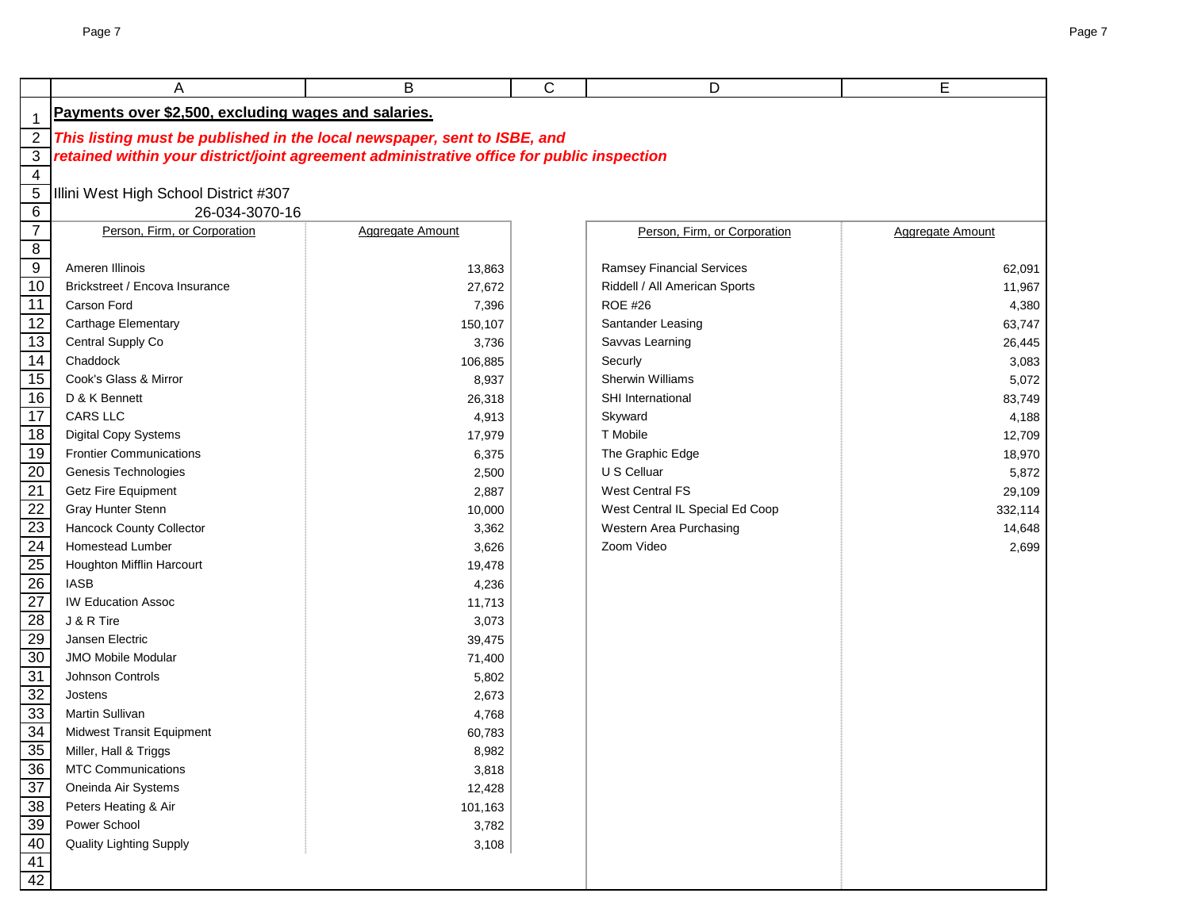**Payments over $2,500, excluding wages and salaries.**

***This listing must be published in the local newspaper, sent to ISBE, and retained within your district/joint agreement administrative office for public inspection***

Illini West High School District #307

26-034-3070-16

| Person, Firm, or Corporation | Aggregate Amount | | Person, Firm, or Corporation | Aggregate Amount |
|---|---|---|---|---|
| Ameren Illinois | 13,863 | | Ramsey Financial Services | 62,091 |
| Brickstreet / Encova Insurance | 27,672 | | Riddell / All American Sports | 11,967 |
| Carson Ford | 7,396 | | ROE #26 | 4,380 |
| Carthage Elementary | 150,107 | | Santander Leasing | 63,747 |
| Central Supply Co | 3,736 | | Savvas Learning | 26,445 |
| Chaddock | 106,885 | | Securly | 3,083 |
| Cook's Glass & Mirror | 8,937 | | Sherwin Williams | 5,072 |
| D & K Bennett | 26,318 | | SHI International | 83,749 |
| CARS LLC | 4,913 | | Skyward | 4,188 |
| Digital Copy Systems | 17,979 | | T Mobile | 12,709 |
| Frontier Communications | 6,375 | | The Graphic Edge | 18,970 |
| Genesis Technologies | 2,500 | | U S Celluar | 5,872 |
| Getz Fire Equipment | 2,887 | | West Central FS | 29,109 |
| Gray Hunter Stenn | 10,000 | | West Central IL Special Ed Coop | 332,114 |
| Hancock County Collector | 3,362 | | Western Area Purchasing | 14,648 |
| Homestead Lumber | 3,626 | | Zoom Video | 2,699 |
| Houghton Mifflin Harcourt | 19,478 | | | |
| IASB | 4,236 | | | |
| IW Education Assoc | 11,713 | | | |
| J & R Tire | 3,073 | | | |
| Jansen Electric | 39,475 | | | |
| JMO Mobile Modular | 71,400 | | | |
| Johnson Controls | 5,802 | | | |
| Jostens | 2,673 | | | |
| Martin Sullivan | 4,768 | | | |
| Midwest Transit Equipment | 60,783 | | | |
| Miller, Hall & Triggs | 8,982 | | | |
| MTC Communications | 3,818 | | | |
| Oneinda Air Systems | 12,428 | | | |
| Peters Heating & Air | 101,163 | | | |
| Power School | 3,782 | | | |
| Quality Lighting Supply | 3,108 | | | |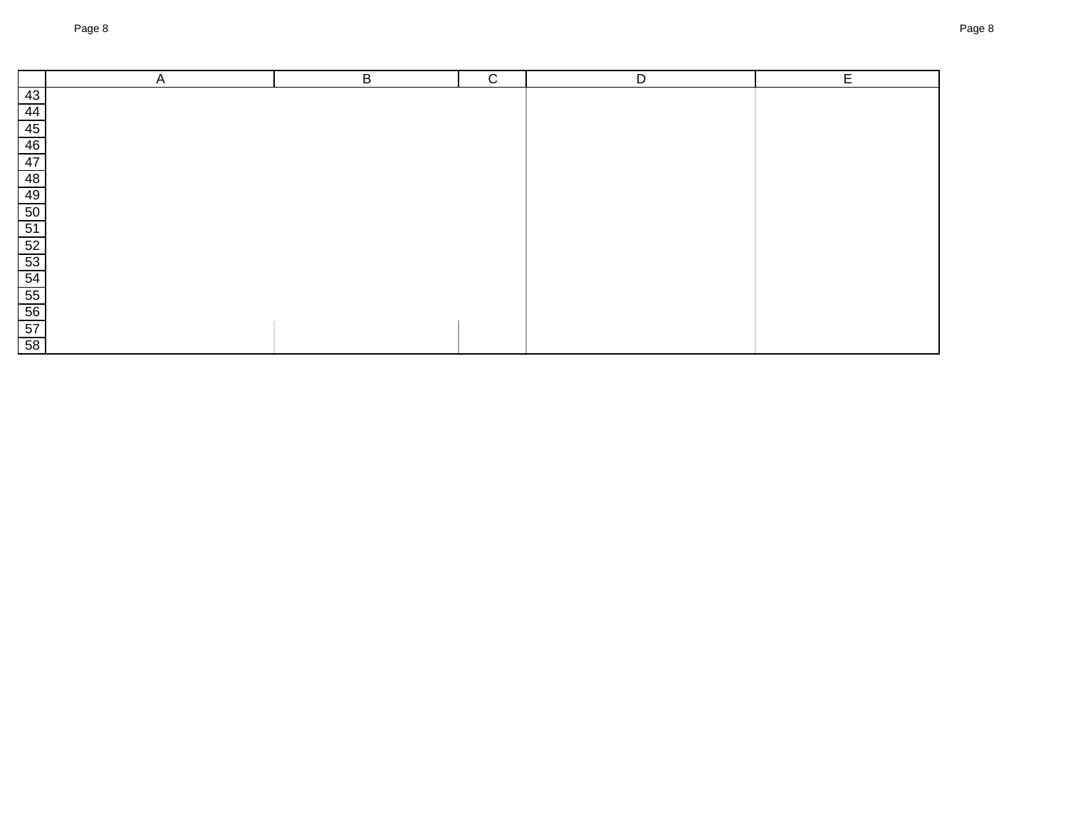| | A | B | C | D | E |
|---|---|---|---|---|---|
| 43 | | | | | |
| 44 | | | | | |
| 45 | | | | | |
| 46 | | | | | |
| 47 | | | | | |
| 48 | | | | | |
| 49 | | | | | |
| 50 | | | | | |
| 51 | | | | | |
| 52 | | | | | |
| 53 | | | | | |
| 54 | | | | | |
| 55 | | | | | |
| 56 | | | | | |
| 57 | | | | | |
| 58 | | | | | |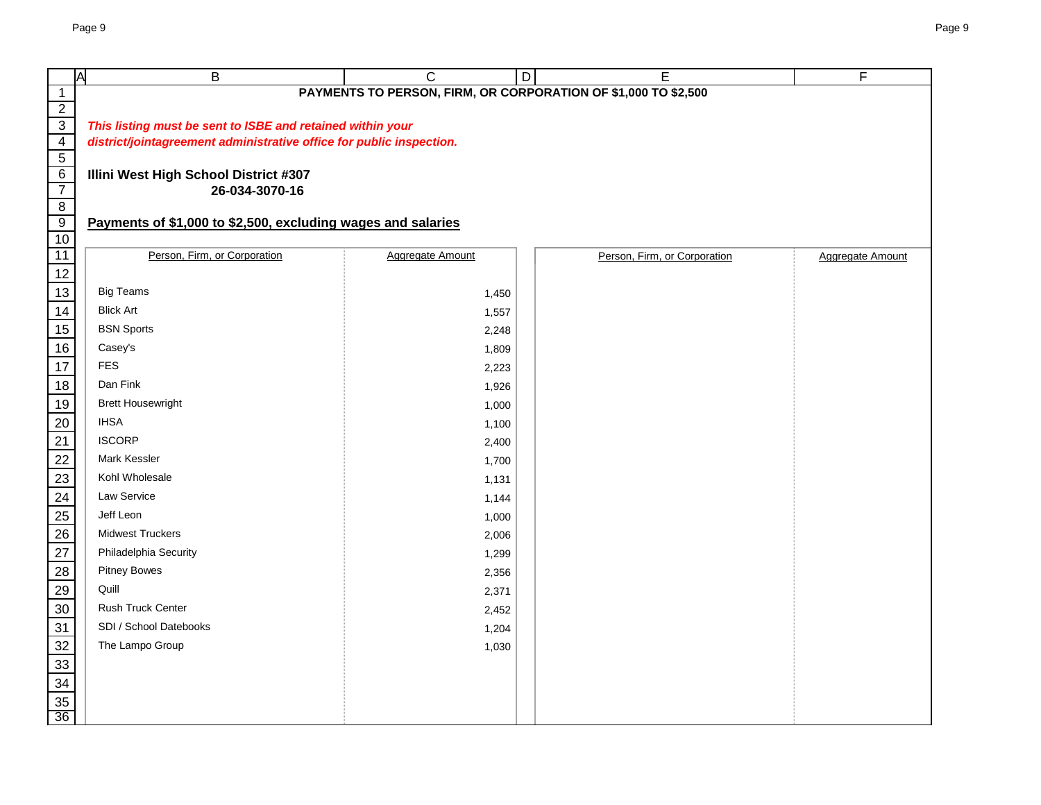# PAYMENTS TO PERSON, FIRM, OR CORPORATION OF $1,000 TO $2,500

***This listing must be sent to ISBE and retained within your district/jointagreement administrative office for public inspection.***

**Illini West High School District #307**
**26-034-3070-16**

## Payments of $1,000 to $2,500, excluding wages and salaries

| Person, Firm, or Corporation | Aggregate Amount | Person, Firm, or Corporation | Aggregate Amount |
|---|---|---|---|
| Big Teams | 1,450 | | |
| Blick Art | 1,557 | | |
| BSN Sports | 2,248 | | |
| Casey's | 1,809 | | |
| FES | 2,223 | | |
| Dan Fink | 1,926 | | |
| Brett Housewright | 1,000 | | |
| IHSA | 1,100 | | |
| ISCORP | 2,400 | | |
| Mark Kessler | 1,700 | | |
| Kohl Wholesale | 1,131 | | |
| Law Service | 1,144 | | |
| Jeff Leon | 1,000 | | |
| Midwest Truckers | 2,006 | | |
| Philadelphia Security | 1,299 | | |
| Pitney Bowes | 2,356 | | |
| Quill | 2,371 | | |
| Rush Truck Center | 2,452 | | |
| SDI / School Datebooks | 1,204 | | |
| The Lampo Group | 1,030 | | |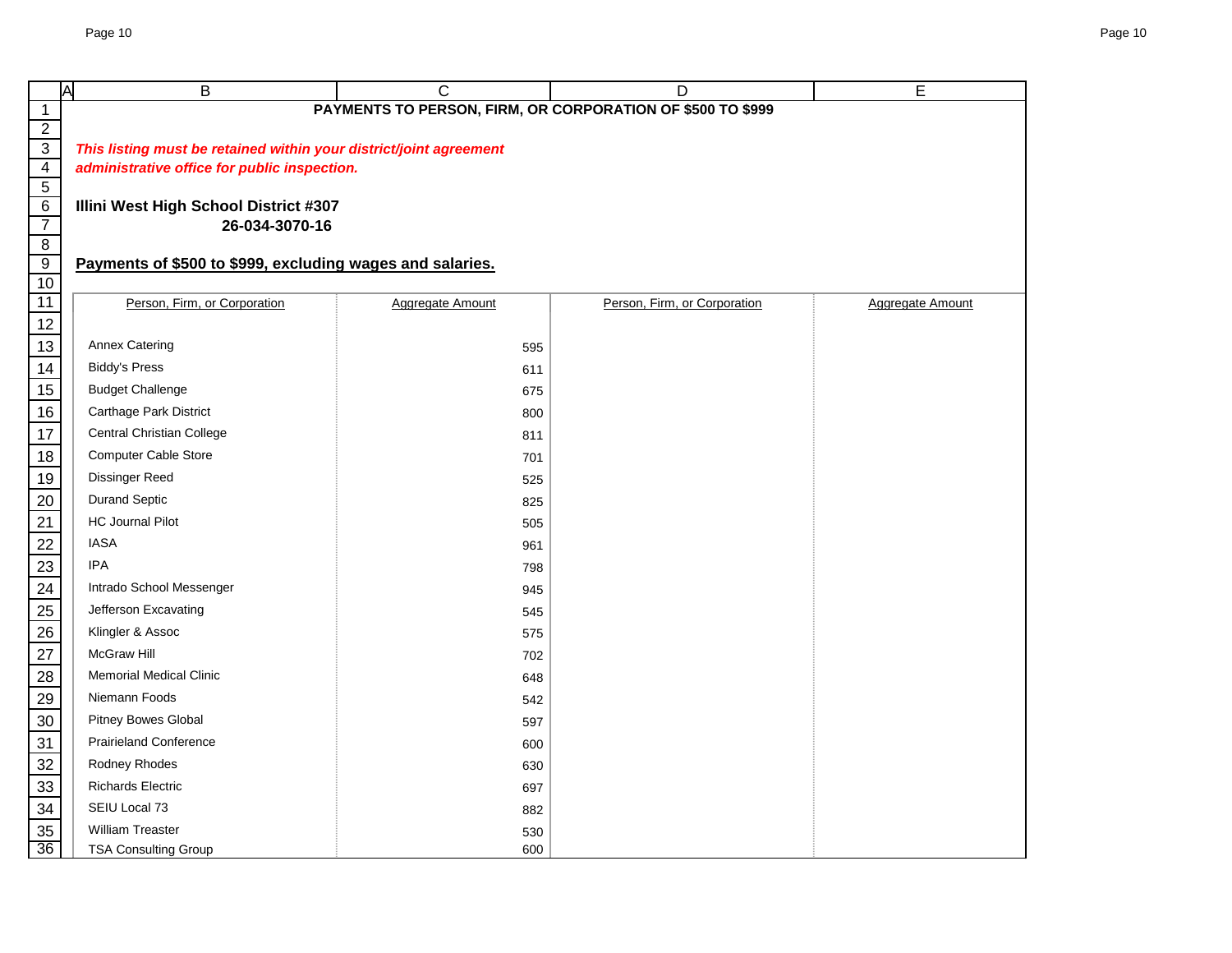# PAYMENTS TO PERSON, FIRM, OR CORPORATION OF $500 TO $999

***This listing must be retained within your district/joint agreement administrative office for public inspection.***

**Illini West High School District #307**
**26-034-3070-16**

**Payments of $500 to $999, excluding wages and salaries.**

| Person, Firm, or Corporation | Aggregate Amount | Person, Firm, or Corporation | Aggregate Amount |
|---|---|---|---|
| Annex Catering | 595 | | |
| Biddy's Press | 611 | | |
| Budget Challenge | 675 | | |
| Carthage Park District | 800 | | |
| Central Christian College | 811 | | |
| Computer Cable Store | 701 | | |
| Dissinger Reed | 525 | | |
| Durand Septic | 825 | | |
| HC Journal Pilot | 505 | | |
| IASA | 961 | | |
| IPA | 798 | | |
| Intrado School Messenger | 945 | | |
| Jefferson Excavating | 545 | | |
| Klingler & Assoc | 575 | | |
| McGraw Hill | 702 | | |
| Memorial Medical Clinic | 648 | | |
| Niemann Foods | 542 | | |
| Pitney Bowes Global | 597 | | |
| Prairieland Conference | 600 | | |
| Rodney Rhodes | 630 | | |
| Richards Electric | 697 | | |
| SEIU Local 73 | 882 | | |
| William Treaster | 530 | | |
| TSA Consulting Group | 600 | | |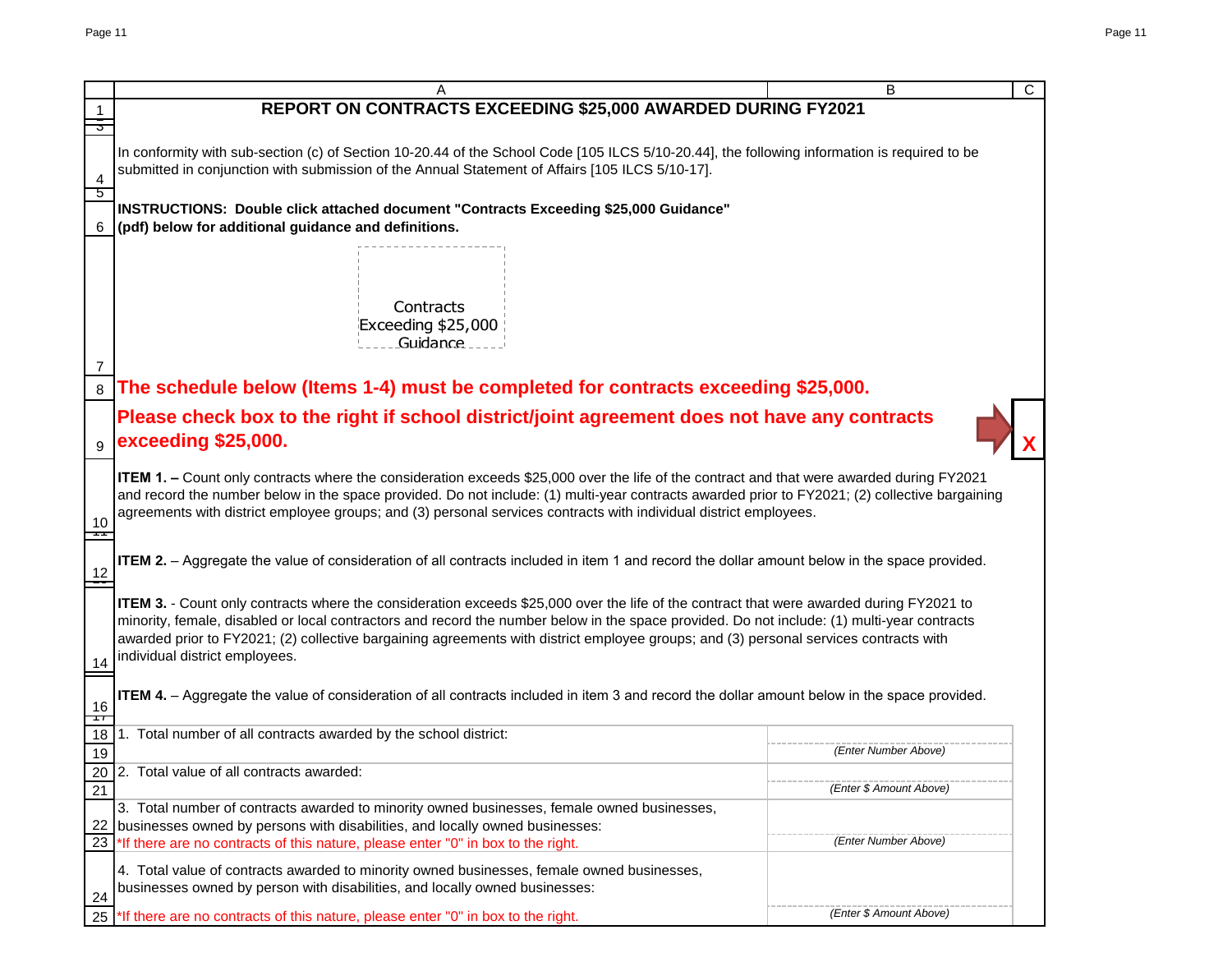# REPORT ON CONTRACTS EXCEEDING $25,000 AWARDED DURING FY2021

In conformity with sub-section (c) of Section 10-20.44 of the School Code [105 ILCS 5/10-20.44], the following information is required to be submitted in conjunction with submission of the Annual Statement of Affairs [105 ILCS 5/10-17].

**INSTRUCTIONS: Double click attached document "Contracts Exceeding $25,000 Guidance" (pdf) below for additional guidance and definitions.**

Contracts Exceeding $25,000 Guidance

**The schedule below (Items 1-4) must be completed for contracts exceeding $25,000.**

**Please check box to the right if school district/joint agreement does not have any contracts exceeding $25,000.** X

**ITEM 1. –** Count only contracts where the consideration exceeds $25,000 over the life of the contract and that were awarded during FY2021 and record the number below in the space provided. Do not include: (1) multi-year contracts awarded prior to FY2021; (2) collective bargaining agreements with district employee groups; and (3) personal services contracts with individual district employees.

**ITEM 2.** – Aggregate the value of consideration of all contracts included in item 1 and record the dollar amount below in the space provided.

**ITEM 3.** - Count only contracts where the consideration exceeds $25,000 over the life of the contract that were awarded during FY2021 to minority, female, disabled or local contractors and record the number below in the space provided. Do not include: (1) multi-year contracts awarded prior to FY2021; (2) collective bargaining agreements with district employee groups; and (3) personal services contracts with individual district employees.

**ITEM 4.** – Aggregate the value of consideration of all contracts included in item 3 and record the dollar amount below in the space provided.

| | |
|---|---|
| 1. Total number of all contracts awarded by the school district: | *(Enter Number Above)* |
| 2. Total value of all contracts awarded: | *(Enter $ Amount Above)* |
| 3. Total number of contracts awarded to minority owned businesses, female owned businesses, businesses owned by persons with disabilities, and locally owned businesses: *If there are no contracts of this nature, please enter "0" in box to the right. | *(Enter Number Above)* |
| 4. Total value of contracts awarded to minority owned businesses, female owned businesses, businesses owned by person with disabilities, and locally owned businesses: *If there are no contracts of this nature, please enter "0" in box to the right. | *(Enter $ Amount Above)* |